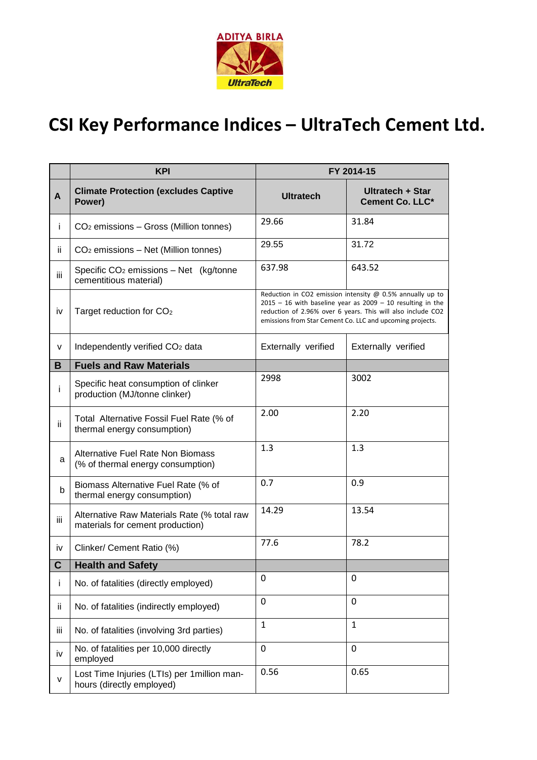ADITYA BIRLA

UltraTech

# CSI Key Performance Indices – UltraTech Cement Ltd.

| | KPI | FY 2014-15 | |
|---|---|---|---|
| **A** | **Climate Protection (excludes Captive Power)** | **Ultratech** | **Ultratech + Star Cement Co. LLC*** |
| i | $CO_2$ emissions – Gross (Million tonnes) | 29.66 | 31.84 |
| ii | $CO_2$ emissions – Net (Million tonnes) | 29.55 | 31.72 |
| iii | Specific $CO_2$ emissions – Net (kg/tonne cementitious material) | 637.98 | 643.52 |
| iv | Target reduction for $CO_2$ | Reduction in CO2 emission intensity @ 0.5% annually up to 2015 – 16 with baseline year as 2009 – 10 resulting in the reduction of 2.96% over 6 years. This will also include CO2 emissions from Star Cement Co. LLC and upcoming projects. | |
| v | Independently verified $CO_2$ data | Externally verified | Externally verified |
| **B** | **Fuels and Raw Materials** | | |
| i | Specific heat consumption of clinker production (MJ/tonne clinker) | 2998 | 3002 |
| ii | Total Alternative Fossil Fuel Rate (% of thermal energy consumption) | 2.00 | 2.20 |
| a | Alternative Fuel Rate Non Biomass (% of thermal energy consumption) | 1.3 | 1.3 |
| b | Biomass Alternative Fuel Rate (% of thermal energy consumption) | 0.7 | 0.9 |
| iii | Alternative Raw Materials Rate (% total raw materials for cement production) | 14.29 | 13.54 |
| iv | Clinker/ Cement Ratio (%) | 77.6 | 78.2 |
| **C** | **Health and Safety** | | |
| i | No. of fatalities (directly employed) | 0 | 0 |
| ii | No. of fatalities (indirectly employed) | 0 | 0 |
| iii | No. of fatalities (involving 3rd parties) | 1 | 1 |
| iv | No. of fatalities per 10,000 directly employed | 0 | 0 |
| v | Lost Time Injuries (LTIs) per 1million man-hours (directly employed) | 0.56 | 0.65 |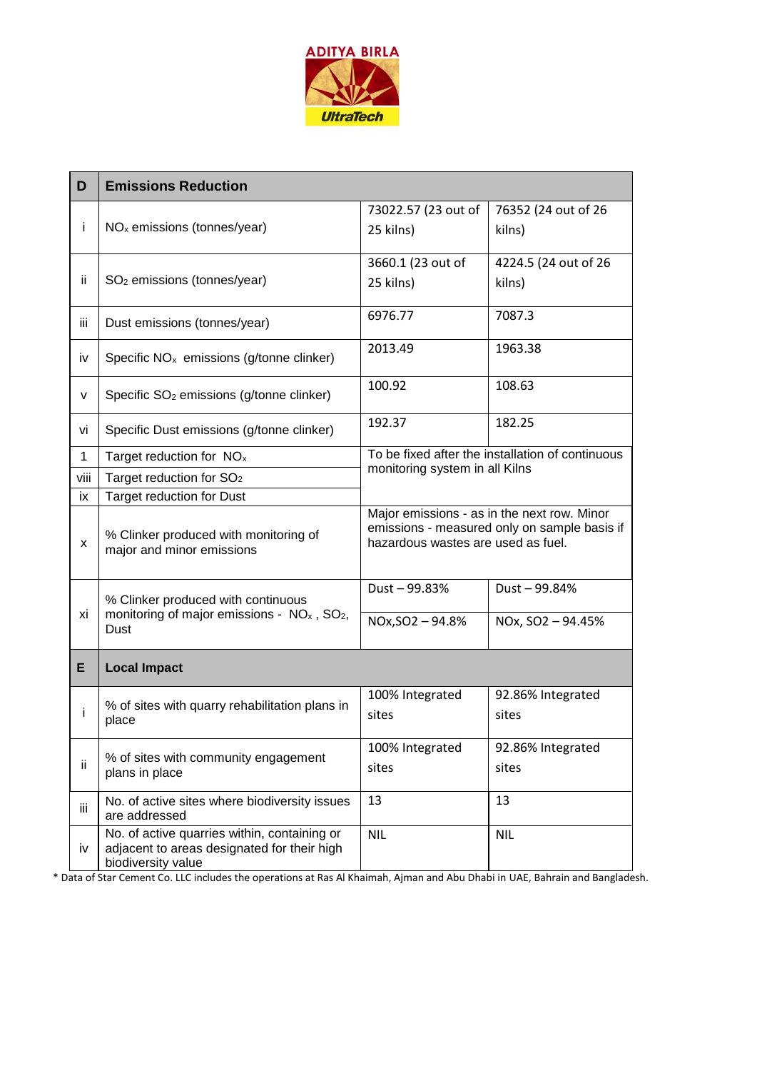| D | Emissions Reduction | | |
|---|---|---|---|
| i | $NO_x$ emissions (tonnes/year) | 73022.57 (23 out of 25 kilns) | 76352 (24 out of 26 kilns) |
| ii | $SO_2$ emissions (tonnes/year) | 3660.1 (23 out of 25 kilns) | 4224.5 (24 out of 26 kilns) |
| iii | Dust emissions (tonnes/year) | 6976.77 | 7087.3 |
| iv | Specific $NO_x$ emissions (g/tonne clinker) | 2013.49 | 1963.38 |
| v | Specific $SO_2$ emissions (g/tonne clinker) | 100.92 | 108.63 |
| vi | Specific Dust emissions (g/tonne clinker) | 192.37 | 182.25 |
| 1 | Target reduction for $NO_x$ | To be fixed after the installation of continuous monitoring system in all Kilns | |
| viii | Target reduction for $SO_2$ | | |
| ix | Target reduction for Dust | | |
| x | % Clinker produced with monitoring of major and minor emissions | Major emissions - as in the next row. Minor emissions - measured only on sample basis if hazardous wastes are used as fuel. | |
| xi | % Clinker produced with continuous monitoring of major emissions - $NO_x$ , $SO_2$, Dust | Dust – 99.83% | Dust – 99.84% |
| | | NOx,SO2 – 94.8% | NOx, SO2 – 94.45% |
| **E** | **Local Impact** | | |
| i | % of sites with quarry rehabilitation plans in place | 100% Integrated sites | 92.86% Integrated sites |
| ii | % of sites with community engagement plans in place | 100% Integrated sites | 92.86% Integrated sites |
| iii | No. of active sites where biodiversity issues are addressed | 13 | 13 |
| iv | No. of active quarries within, containing or adjacent to areas designated for their high biodiversity value | NIL | NIL |

* Data of Star Cement Co. LLC includes the operations at Ras Al Khaimah, Ajman and Abu Dhabi in UAE, Bahrain and Bangladesh.